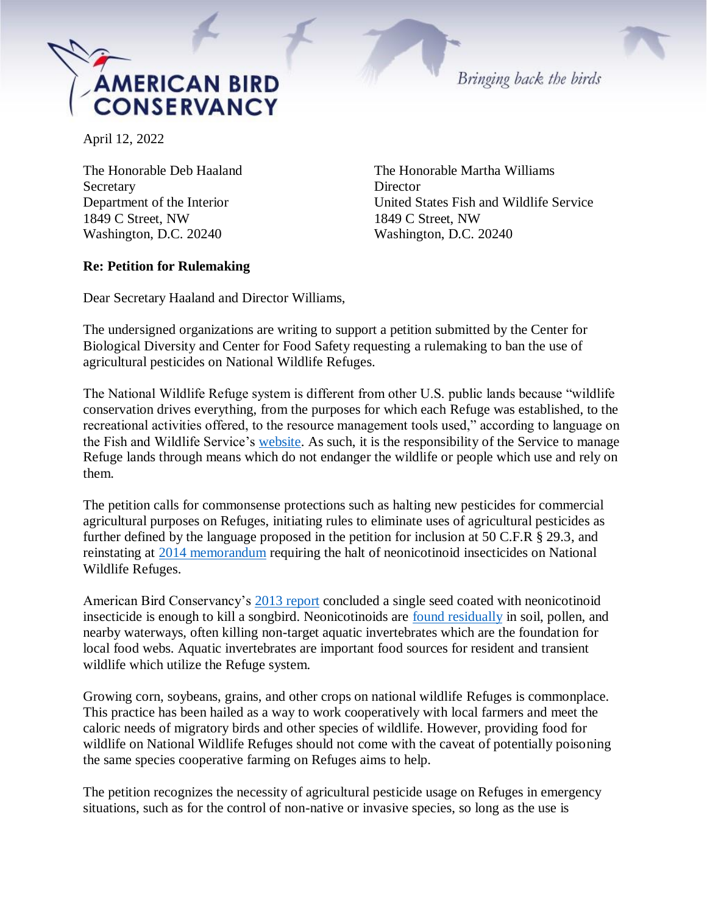**AMERICAN BIRD CONSERVANCY**

*Bringing back the birds*

April 12, 2022

The Honorable Deb Haaland
Secretary
Department of the Interior
1849 C Street, NW
Washington, D.C. 20240

The Honorable Martha Williams
Director
United States Fish and Wildlife Service
1849 C Street, NW
Washington, D.C. 20240

**Re: Petition for Rulemaking**

Dear Secretary Haaland and Director Williams,

The undersigned organizations are writing to support a petition submitted by the Center for Biological Diversity and Center for Food Safety requesting a rulemaking to ban the use of agricultural pesticides on National Wildlife Refuges.

The National Wildlife Refuge system is different from other U.S. public lands because "wildlife conservation drives everything, from the purposes for which each Refuge was established, to the recreational activities offered, to the resource management tools used," according to language on the Fish and Wildlife Service's website. As such, it is the responsibility of the Service to manage Refuge lands through means which do not endanger the wildlife or people which use and rely on them.

The petition calls for commonsense protections such as halting new pesticides for commercial agricultural purposes on Refuges, initiating rules to eliminate uses of agricultural pesticides as further defined by the language proposed in the petition for inclusion at 50 C.F.R § 29.3, and reinstating at 2014 memorandum requiring the halt of neonicotinoid insecticides on National Wildlife Refuges.

American Bird Conservancy's 2013 report concluded a single seed coated with neonicotinoid insecticide is enough to kill a songbird. Neonicotinoids are found residually in soil, pollen, and nearby waterways, often killing non-target aquatic invertebrates which are the foundation for local food webs. Aquatic invertebrates are important food sources for resident and transient wildlife which utilize the Refuge system.

Growing corn, soybeans, grains, and other crops on national wildlife Refuges is commonplace. This practice has been hailed as a way to work cooperatively with local farmers and meet the caloric needs of migratory birds and other species of wildlife. However, providing food for wildlife on National Wildlife Refuges should not come with the caveat of potentially poisoning the same species cooperative farming on Refuges aims to help.

The petition recognizes the necessity of agricultural pesticide usage on Refuges in emergency situations, such as for the control of non-native or invasive species, so long as the use is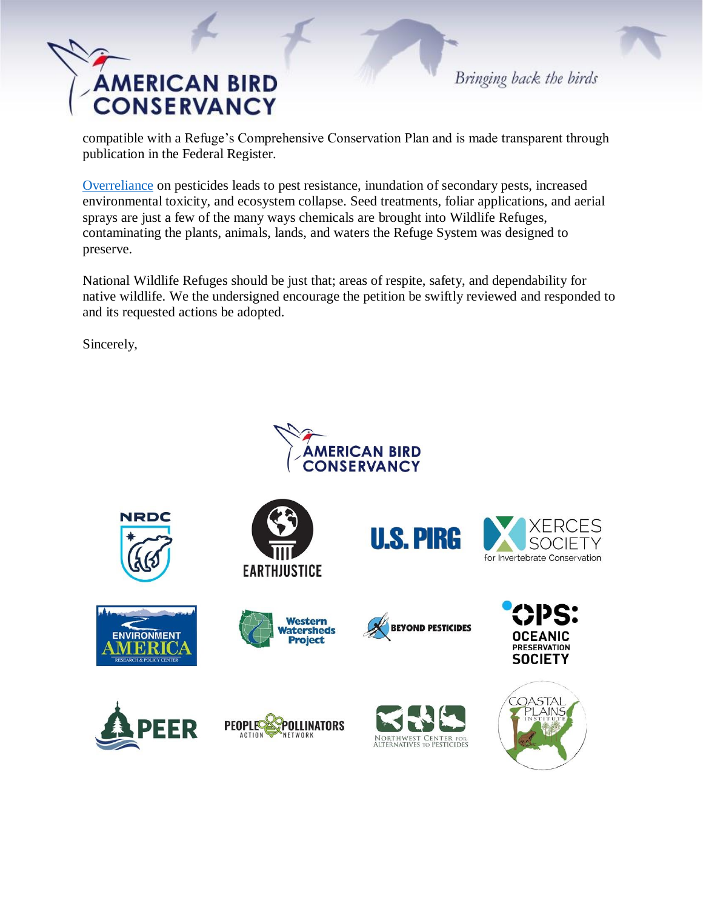compatible with a Refuge's Comprehensive Conservation Plan and is made transparent through publication in the Federal Register.

Overreliance on pesticides leads to pest resistance, inundation of secondary pests, increased environmental toxicity, and ecosystem collapse. Seed treatments, foliar applications, and aerial sprays are just a few of the many ways chemicals are brought into Wildlife Refuges, contaminating the plants, animals, lands, and waters the Refuge System was designed to preserve.

National Wildlife Refuges should be just that; areas of respite, safety, and dependability for native wildlife. We the undersigned encourage the petition be swiftly reviewed and responded to and its requested actions be adopted.

Sincerely,

American Bird Conservancy

NRDC

Earthjustice

U.S. PIRG

Xerces Society for Invertebrate Conservation

Environment America Research & Policy Center

Western Watersheds Project

Beyond Pesticides

OPS: Oceanic Preservation Society

PEER

People and Pollinators Action Network

Northwest Center for Alternatives to Pesticides

Coastal Plains Institute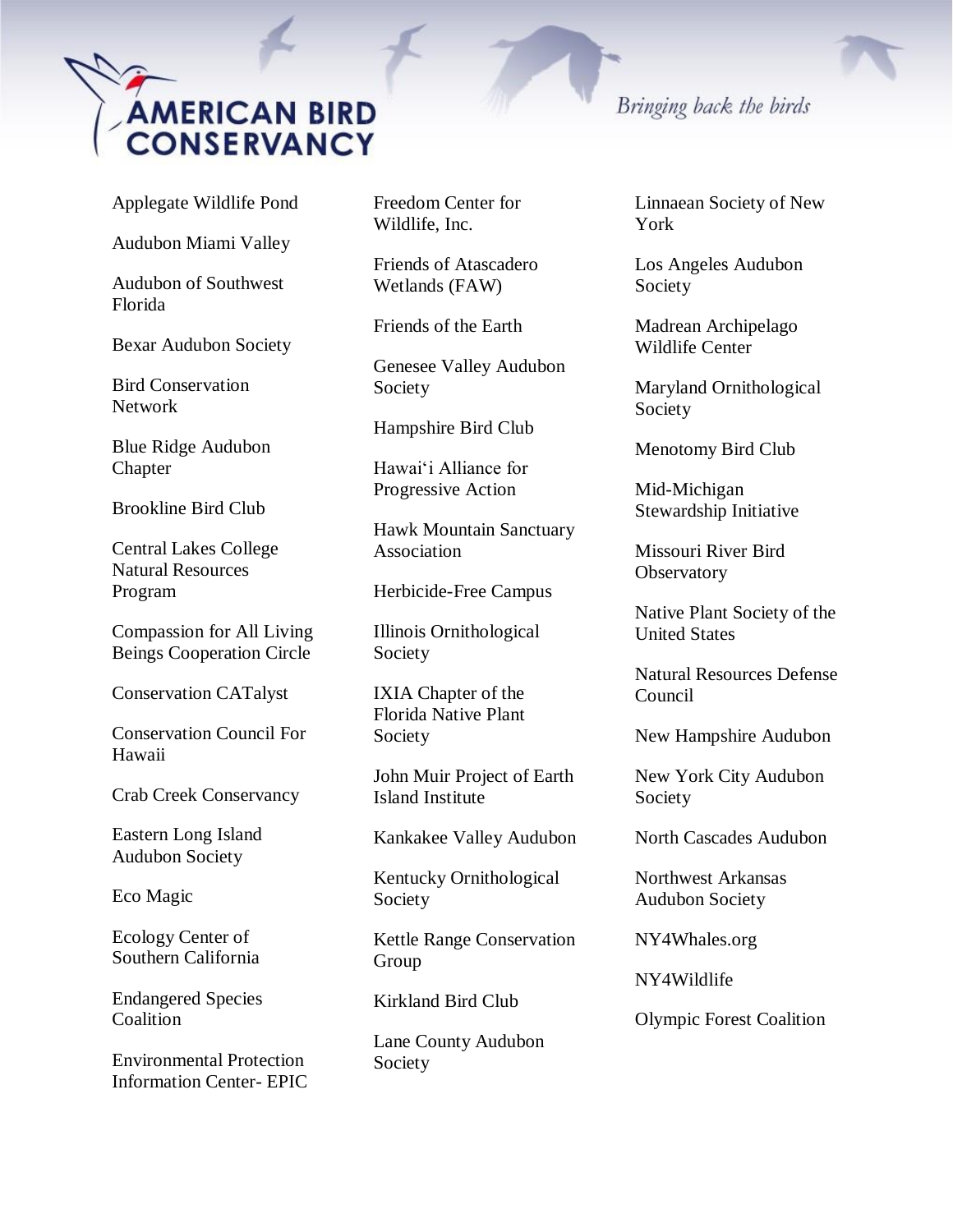Applegate Wildlife Pond

Audubon Miami Valley

Audubon of Southwest Florida

Bexar Audubon Society

Bird Conservation Network

Blue Ridge Audubon Chapter

Brookline Bird Club

Central Lakes College Natural Resources Program

Compassion for All Living Beings Cooperation Circle

Conservation CATalyst

Conservation Council For Hawaii

Crab Creek Conservancy

Eastern Long Island Audubon Society

Eco Magic

Ecology Center of Southern California

Endangered Species Coalition

Environmental Protection Information Center- EPIC

Freedom Center for Wildlife, Inc.

Friends of Atascadero Wetlands (FAW)

Friends of the Earth

Genesee Valley Audubon Society

Hampshire Bird Club

Hawaiʻi Alliance for Progressive Action

Hawk Mountain Sanctuary Association

Herbicide-Free Campus

Illinois Ornithological Society

IXIA Chapter of the Florida Native Plant Society

John Muir Project of Earth Island Institute

Kankakee Valley Audubon

Kentucky Ornithological Society

Kettle Range Conservation Group

Kirkland Bird Club

Lane County Audubon Society

Linnaean Society of New York

Los Angeles Audubon Society

Madrean Archipelago Wildlife Center

Maryland Ornithological Society

Menotomy Bird Club

Mid-Michigan Stewardship Initiative

Missouri River Bird Observatory

Native Plant Society of the United States

Natural Resources Defense Council

New Hampshire Audubon

New York City Audubon Society

North Cascades Audubon

Northwest Arkansas Audubon Society

NY4Whales.org

NY4Wildlife

Olympic Forest Coalition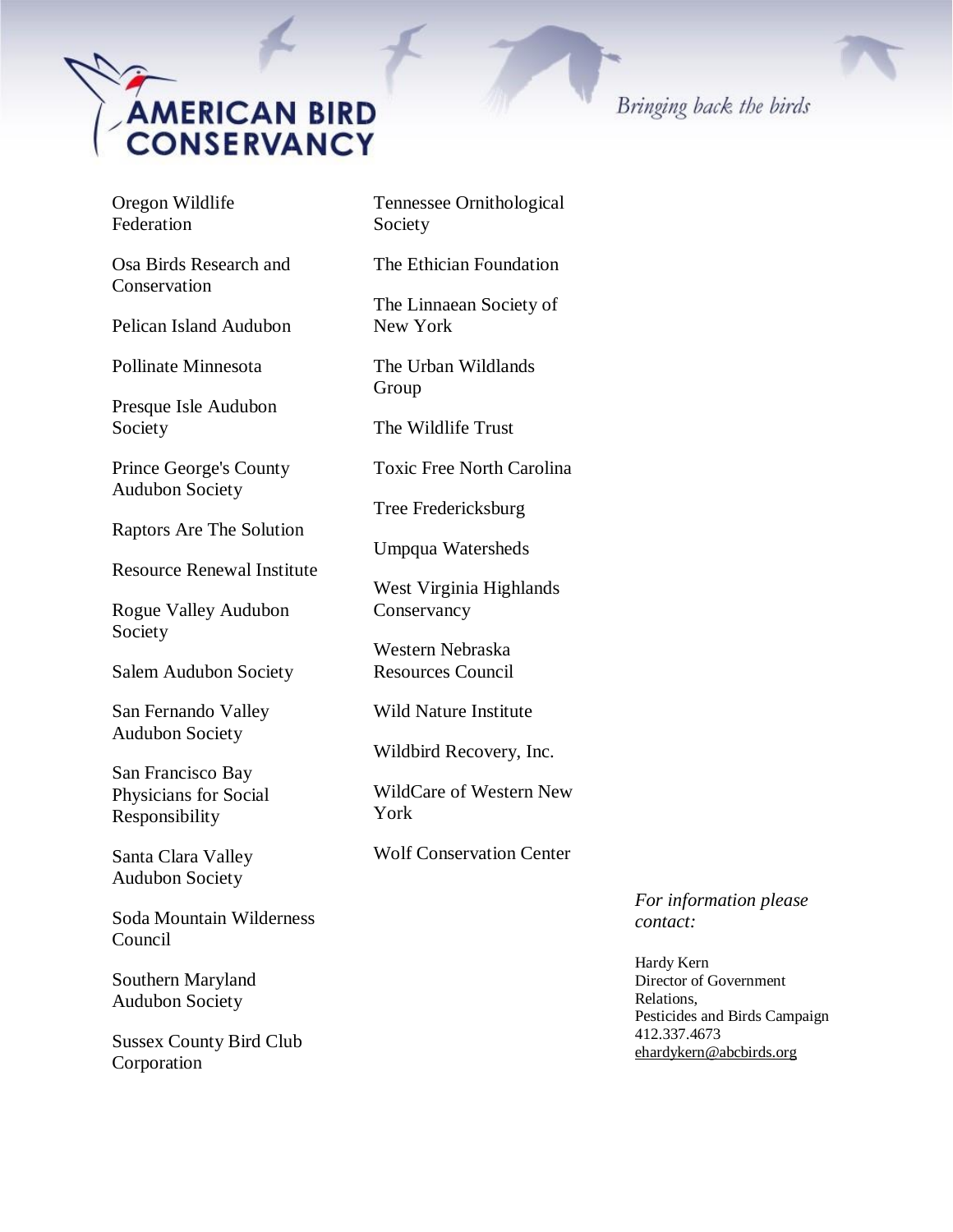Oregon Wildlife Federation

Osa Birds Research and Conservation

Pelican Island Audubon

Pollinate Minnesota

Presque Isle Audubon Society

Prince George's County Audubon Society

Raptors Are The Solution

Resource Renewal Institute

Rogue Valley Audubon Society

Salem Audubon Society

San Fernando Valley Audubon Society

San Francisco Bay Physicians for Social Responsibility

Santa Clara Valley Audubon Society

Soda Mountain Wilderness Council

Southern Maryland Audubon Society

Sussex County Bird Club Corporation

Tennessee Ornithological Society

The Ethician Foundation

The Linnaean Society of New York

The Urban Wildlands Group

The Wildlife Trust

Toxic Free North Carolina

Tree Fredericksburg

Umpqua Watersheds

West Virginia Highlands Conservancy

Western Nebraska Resources Council

Wild Nature Institute

Wildbird Recovery, Inc.

WildCare of Western New York

Wolf Conservation Center

*For information please contact:*

Hardy Kern
Director of Government Relations,
Pesticides and Birds Campaign
412.337.4673
ehardykern@abcbirds.org